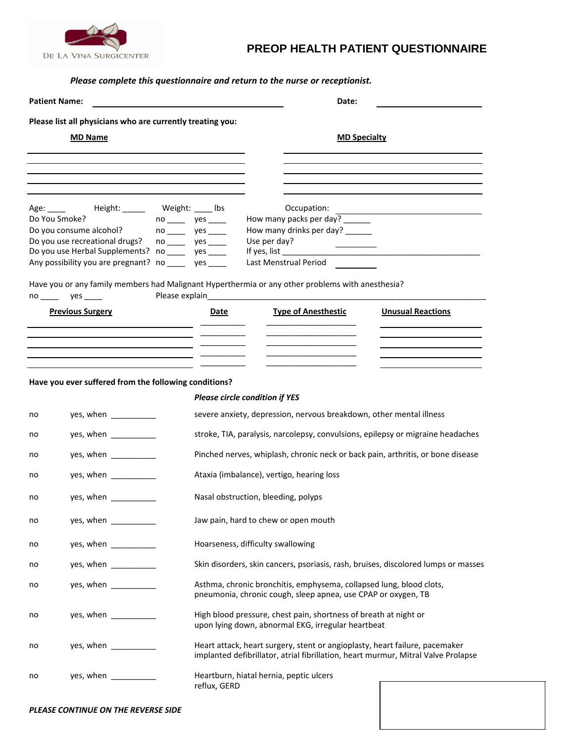DE LA VINA SURGICENTER

# PREOP HEALTH PATIENT QUESTIONNAIRE

***Please complete this questionnaire and return to the nurse or receptionist.***

**Patient Name:** ______________________________ **Date:** ______________

**Please list all physicians who are currently treating you:**

| MD Name | MD Specialty |
|---|---|
| | |
| | |
| | |
| | |
| | |

Age: ____ Height: _____ Weight: ____ lbs Occupation: ______________________

Do You Smoke? no ____ yes ____ How many packs per day? ______

Do you consume alcohol? no ____ yes ____ How many drinks per day? ______

Do you use recreational drugs? no ____ yes ____ Use per day? _________

Do you use Herbal Supplements? no ____ yes ____ If yes, list ______________________________

Any possibility you are pregnant? no ____ yes ____ Last Menstrual Period _________

Have you or any family members had Malignant Hyperthermia or any other problems with anesthesia?

no ____ yes ____ Please explain______________________________

| Previous Surgery | Date | Type of Anesthestic | Unusual Reactions |
|---|---|---|---|
| | | | |
| | | | |
| | | | |
| | | | |
| | | | |

**Have you ever suffered from the following conditions?**

***Please circle condition if YES***

| | | |
|---|---|---|
| no | yes, when __________ | severe anxiety, depression, nervous breakdown, other mental illness |
| no | yes, when __________ | stroke, TIA, paralysis, narcolepsy, convulsions, epilepsy or migraine headaches |
| no | yes, when __________ | Pinched nerves, whiplash, chronic neck or back pain, arthritis, or bone disease |
| no | yes, when __________ | Ataxia (imbalance), vertigo, hearing loss |
| no | yes, when __________ | Nasal obstruction, bleeding, polyps |
| no | yes, when __________ | Jaw pain, hard to chew or open mouth |
| no | yes, when __________ | Hoarseness, difficulty swallowing |
| no | yes, when __________ | Skin disorders, skin cancers, psoriasis, rash, bruises, discolored lumps or masses |
| no | yes, when __________ | Asthma, chronic bronchitis, emphysema, collapsed lung, blood clots, pneumonia, chronic cough, sleep apnea, use CPAP or oxygen, TB |
| no | yes, when __________ | High blood pressure, chest pain, shortness of breath at night or upon lying down, abnormal EKG, irregular heartbeat |
| no | yes, when __________ | Heart attack, heart surgery, stent or angioplasty, heart failure, pacemaker implanted defibrillator, atrial fibrillation, heart murmur, Mitral Valve Prolapse |
| no | yes, when __________ | Heartburn, hiatal hernia, peptic ulcers reflux, GERD |

***PLEASE CONTINUE ON THE REVERSE SIDE***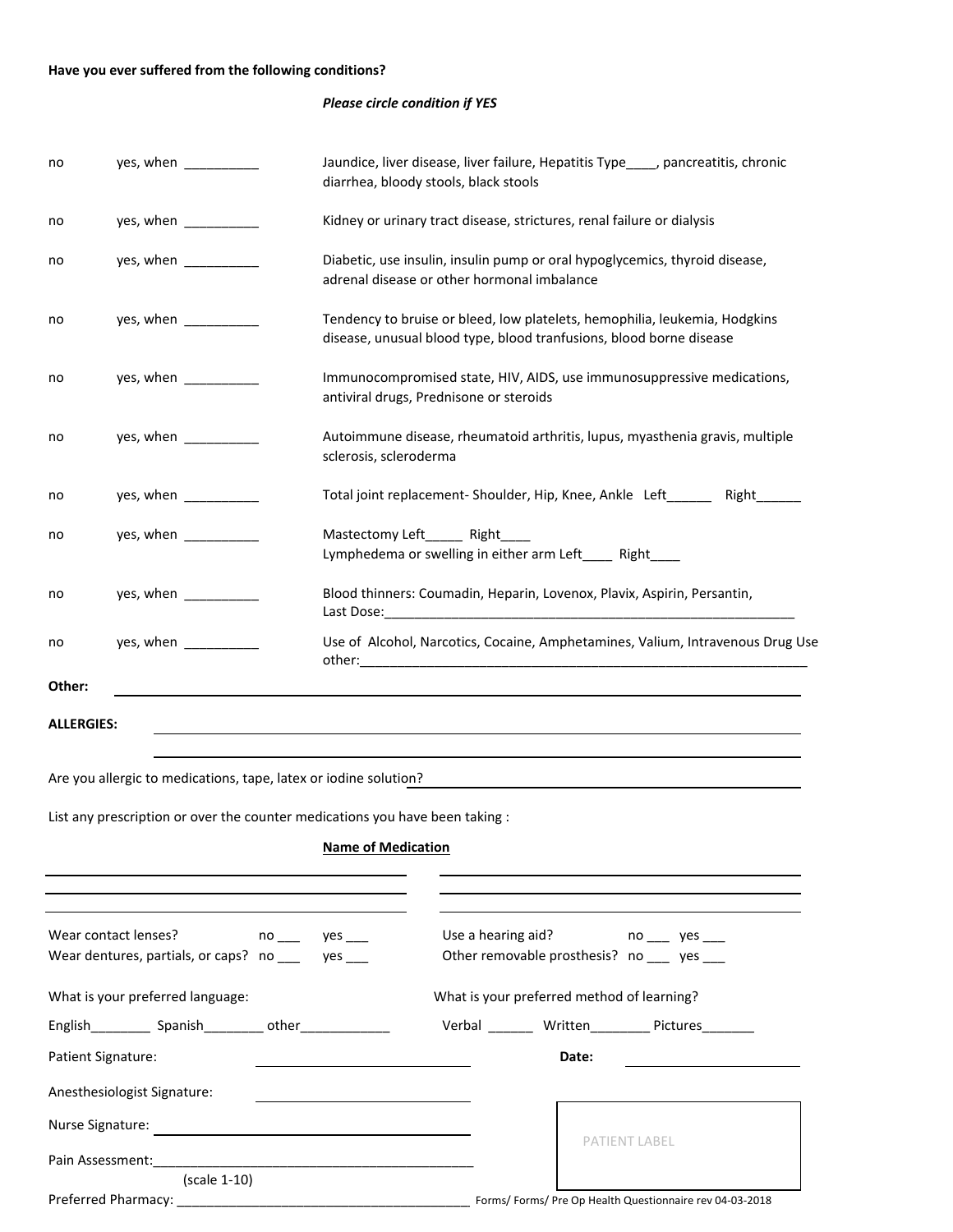**Have you ever suffered from the following conditions?**

***Please circle condition if YES***

| | | |
|---|---|---|
| no | yes, when __________ | Jaundice, liver disease, liver failure, Hepatitis Type____, pancreatitis, chronic diarrhea, bloody stools, black stools |
| no | yes, when __________ | Kidney or urinary tract disease, strictures, renal failure or dialysis |
| no | yes, when __________ | Diabetic, use insulin, insulin pump or oral hypoglycemics, thyroid disease, adrenal disease or other hormonal imbalance |
| no | yes, when __________ | Tendency to bruise or bleed, low platelets, hemophilia, leukemia, Hodgkins disease, unusual blood type, blood tranfusions, blood borne disease |
| no | yes, when __________ | Immunocompromised state, HIV, AIDS, use immunosuppressive medications, antiviral drugs, Prednisone or steroids |
| no | yes, when __________ | Autoimmune disease, rheumatoid arthritis, lupus, myasthenia gravis, multiple sclerosis, scleroderma |
| no | yes, when __________ | Total joint replacement- Shoulder, Hip, Knee, Ankle Left______ Right______ |
| no | yes, when __________ | Mastectomy Left_____ Right____<br>Lymphedema or swelling in either arm Left____ Right____ |
| no | yes, when __________ | Blood thinners: Coumadin, Heparin, Lovenox, Plavix, Aspirin, Persantin,<br>Last Dose:__________________________________________________________ |
| no | yes, when __________ | Use of Alcohol, Narcotics, Cocaine, Amphetamines, Valium, Intravenous Drug Use<br>other:_______________________________________________________________ |

**Other:** ________________________________________________________________

**ALLERGIES:** ____________________________________________________________

________________________________________________________________

Are you allergic to medications, tape, latex or iodine solution? ______________________________

List any prescription or over the counter medications you have been taking :

**Name of Medication**

| | |
|---|---|
| | |
| | |
| | |

Wear contact lenses? no ___ yes ___

Wear dentures, partials, or caps? no ___ yes ___

Use a hearing aid? no ___ yes ___

Other removable prosthesis? no ___ yes ___

What is your preferred language:

English________ Spanish________ other____________

What is your preferred method of learning?

Verbal ______ Written________ Pictures_______

Patient Signature: ____________________________ **Date:** ____________________

Anesthesiologist Signature: ____________________________

Nurse Signature: ____________________________

Pain Assessment:_____________________________________________
(scale 1-10)

Preferred Pharmacy: ________________________________________

PATIENT LABEL

Forms/ Forms/ Pre Op Health Questionnaire rev 04-03-2018